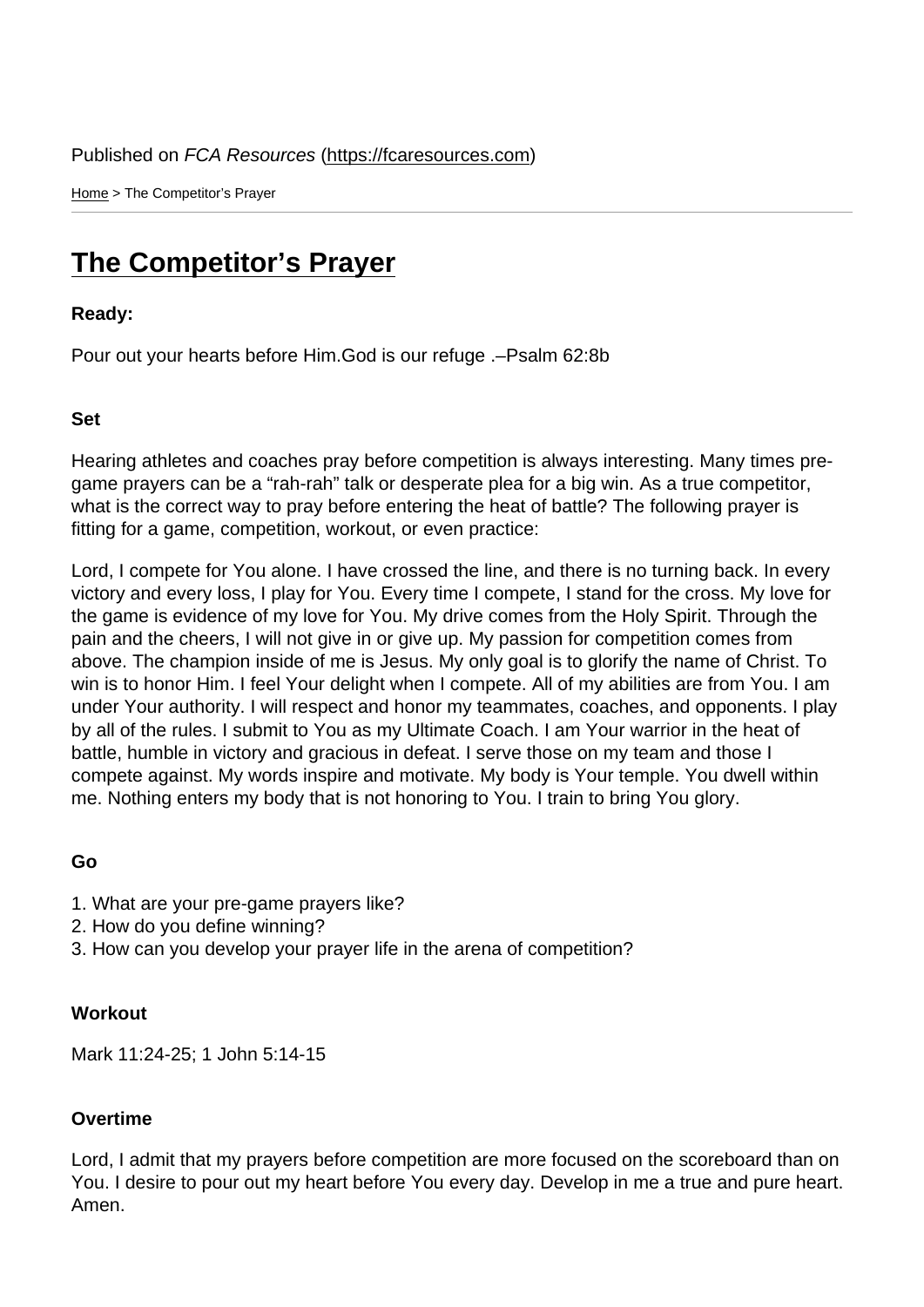Published on *FCA Resources* (https://fcaresources.com)

Home > The Competitor's Prayer

# The Competitor's Prayer

**Ready:**

Pour out your hearts before Him.God is our refuge .–Psalm 62:8b

**Set**

Hearing athletes and coaches pray before competition is always interesting. Many times pre-game prayers can be a "rah-rah" talk or desperate plea for a big win. As a true competitor, what is the correct way to pray before entering the heat of battle? The following prayer is fitting for a game, competition, workout, or even practice:

Lord, I compete for You alone. I have crossed the line, and there is no turning back. In every victory and every loss, I play for You. Every time I compete, I stand for the cross. My love for the game is evidence of my love for You. My drive comes from the Holy Spirit. Through the pain and the cheers, I will not give in or give up. My passion for competition comes from above. The champion inside of me is Jesus. My only goal is to glorify the name of Christ. To win is to honor Him. I feel Your delight when I compete. All of my abilities are from You. I am under Your authority. I will respect and honor my teammates, coaches, and opponents. I play by all of the rules. I submit to You as my Ultimate Coach. I am Your warrior in the heat of battle, humble in victory and gracious in defeat. I serve those on my team and those I compete against. My words inspire and motivate. My body is Your temple. You dwell within me. Nothing enters my body that is not honoring to You. I train to bring You glory.

**Go**

1. What are your pre-game prayers like?
2. How do you define winning?
3. How can you develop your prayer life in the arena of competition?

**Workout**

Mark 11:24-25; 1 John 5:14-15

**Overtime**

Lord, I admit that my prayers before competition are more focused on the scoreboard than on You. I desire to pour out my heart before You every day. Develop in me a true and pure heart. Amen.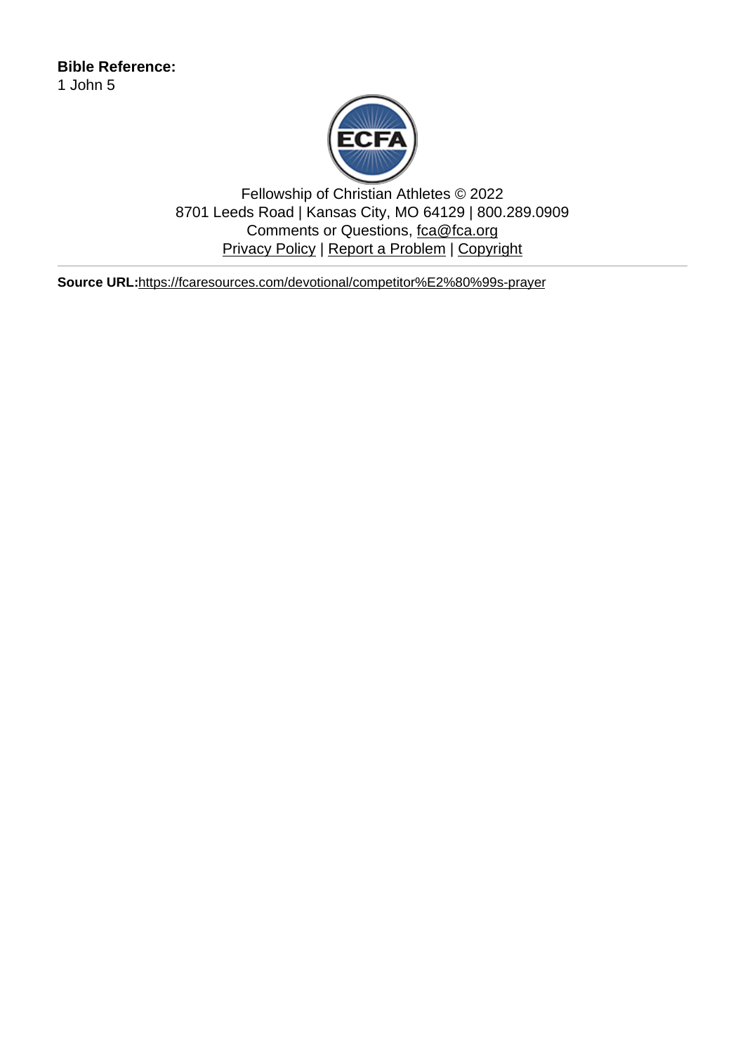**Bible Reference:**
1 John 5

Fellowship of Christian Athletes © 2022
8701 Leeds Road | Kansas City, MO 64129 | 800.289.0909
Comments or Questions, fca@fca.org
Privacy Policy | Report a Problem | Copyright

---

**Source URL:** https://fcaresources.com/devotional/competitor%E2%80%99s-prayer